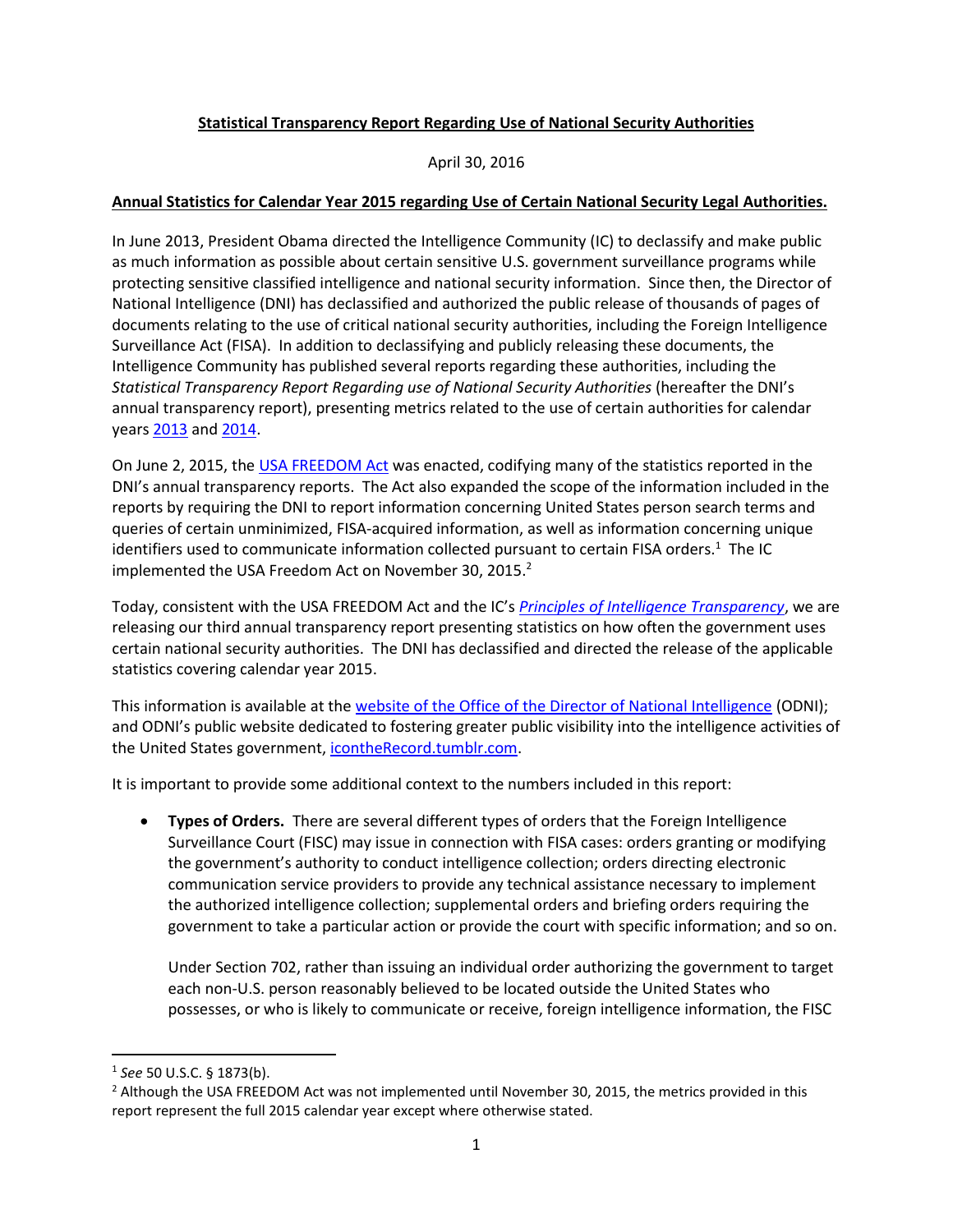**Statistical Transparency Report Regarding Use of National Security Authorities**

April 30, 2016

**Annual Statistics for Calendar Year 2015 regarding Use of Certain National Security Legal Authorities.**

In June 2013, President Obama directed the Intelligence Community (IC) to declassify and make public as much information as possible about certain sensitive U.S. government surveillance programs while protecting sensitive classified intelligence and national security information. Since then, the Director of National Intelligence (DNI) has declassified and authorized the public release of thousands of pages of documents relating to the use of critical national security authorities, including the Foreign Intelligence Surveillance Act (FISA). In addition to declassifying and publicly releasing these documents, the Intelligence Community has published several reports regarding these authorities, including the *Statistical Transparency Report Regarding use of National Security Authorities* (hereafter the DNI's annual transparency report), presenting metrics related to the use of certain authorities for calendar years 2013 and 2014.

On June 2, 2015, the USA FREEDOM Act was enacted, codifying many of the statistics reported in the DNI's annual transparency reports. The Act also expanded the scope of the information included in the reports by requiring the DNI to report information concerning United States person search terms and queries of certain unminimized, FISA-acquired information, as well as information concerning unique identifiers used to communicate information collected pursuant to certain FISA orders.[1] The IC implemented the USA Freedom Act on November 30, 2015.[2]

Today, consistent with the USA FREEDOM Act and the IC's *Principles of Intelligence Transparency*, we are releasing our third annual transparency report presenting statistics on how often the government uses certain national security authorities. The DNI has declassified and directed the release of the applicable statistics covering calendar year 2015.

This information is available at the website of the Office of the Director of National Intelligence (ODNI); and ODNI's public website dedicated to fostering greater public visibility into the intelligence activities of the United States government, icontheRecord.tumblr.com.

It is important to provide some additional context to the numbers included in this report:

- **Types of Orders.** There are several different types of orders that the Foreign Intelligence Surveillance Court (FISC) may issue in connection with FISA cases: orders granting or modifying the government's authority to conduct intelligence collection; orders directing electronic communication service providers to provide any technical assistance necessary to implement the authorized intelligence collection; supplemental orders and briefing orders requiring the government to take a particular action or provide the court with specific information; and so on.

  Under Section 702, rather than issuing an individual order authorizing the government to target each non-U.S. person reasonably believed to be located outside the United States who possesses, or who is likely to communicate or receive, foreign intelligence information, the FISC

[1] *See* 50 U.S.C. § 1873(b).

[2] Although the USA FREEDOM Act was not implemented until November 30, 2015, the metrics provided in this report represent the full 2015 calendar year except where otherwise stated.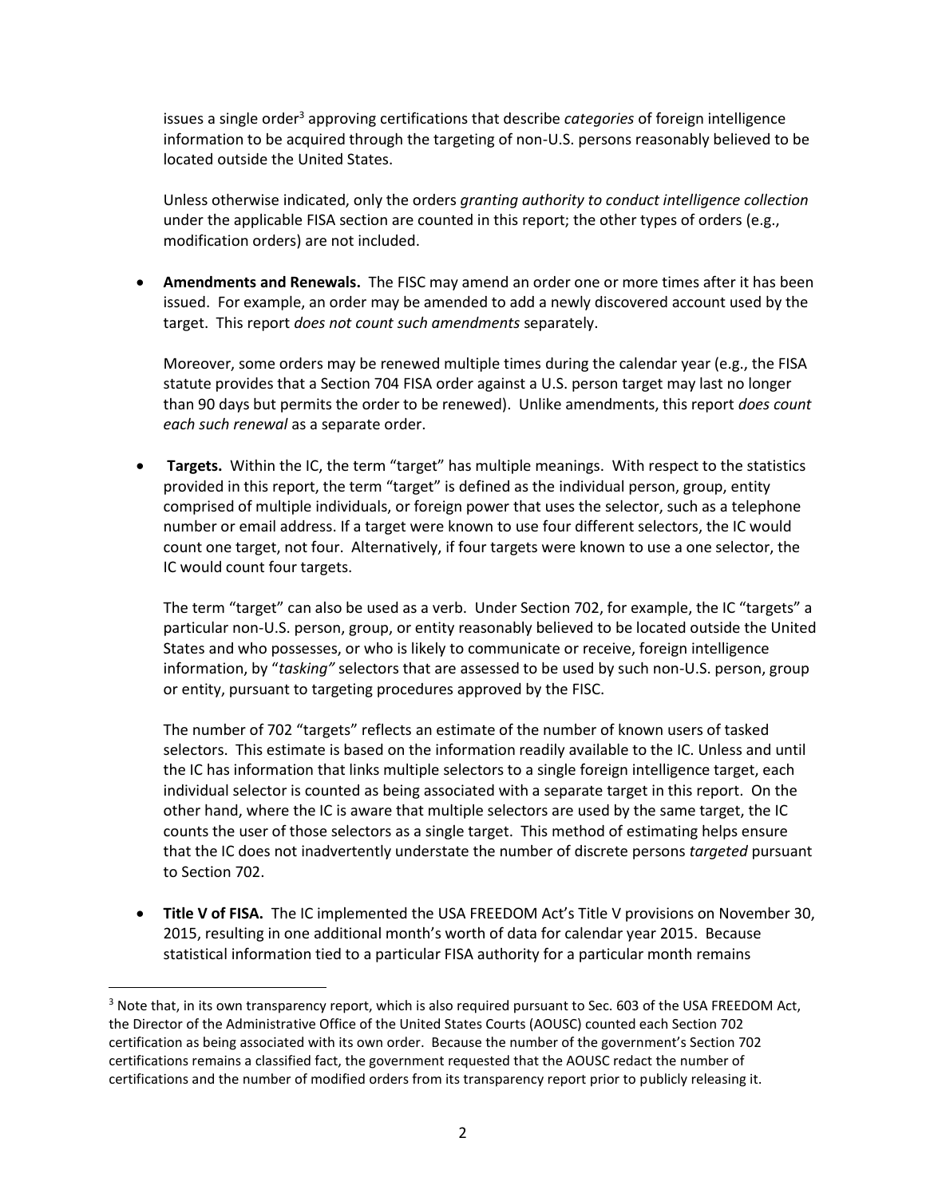issues a single order[3] approving certifications that describe *categories* of foreign intelligence information to be acquired through the targeting of non-U.S. persons reasonably believed to be located outside the United States.

Unless otherwise indicated, only the orders *granting authority to conduct intelligence collection* under the applicable FISA section are counted in this report; the other types of orders (e.g., modification orders) are not included.

- **Amendments and Renewals.** The FISC may amend an order one or more times after it has been issued. For example, an order may be amended to add a newly discovered account used by the target. This report *does not count such amendments* separately.

  Moreover, some orders may be renewed multiple times during the calendar year (e.g., the FISA statute provides that a Section 704 FISA order against a U.S. person target may last no longer than 90 days but permits the order to be renewed). Unlike amendments, this report *does count each such renewal* as a separate order.

- **Targets.** Within the IC, the term "target" has multiple meanings. With respect to the statistics provided in this report, the term "target" is defined as the individual person, group, entity comprised of multiple individuals, or foreign power that uses the selector, such as a telephone number or email address. If a target were known to use four different selectors, the IC would count one target, not four. Alternatively, if four targets were known to use a one selector, the IC would count four targets.

  The term "target" can also be used as a verb. Under Section 702, for example, the IC "targets" a particular non-U.S. person, group, or entity reasonably believed to be located outside the United States and who possesses, or who is likely to communicate or receive, foreign intelligence information, by "*tasking"* selectors that are assessed to be used by such non-U.S. person, group or entity, pursuant to targeting procedures approved by the FISC.

  The number of 702 "targets" reflects an estimate of the number of known users of tasked selectors. This estimate is based on the information readily available to the IC. Unless and until the IC has information that links multiple selectors to a single foreign intelligence target, each individual selector is counted as being associated with a separate target in this report. On the other hand, where the IC is aware that multiple selectors are used by the same target, the IC counts the user of those selectors as a single target. This method of estimating helps ensure that the IC does not inadvertently understate the number of discrete persons *targeted* pursuant to Section 702.

- **Title V of FISA.** The IC implemented the USA FREEDOM Act's Title V provisions on November 30, 2015, resulting in one additional month's worth of data for calendar year 2015. Because statistical information tied to a particular FISA authority for a particular month remains

---

[3] Note that, in its own transparency report, which is also required pursuant to Sec. 603 of the USA FREEDOM Act, the Director of the Administrative Office of the United States Courts (AOUSC) counted each Section 702 certification as being associated with its own order. Because the number of the government's Section 702 certifications remains a classified fact, the government requested that the AOUSC redact the number of certifications and the number of modified orders from its transparency report prior to publicly releasing it.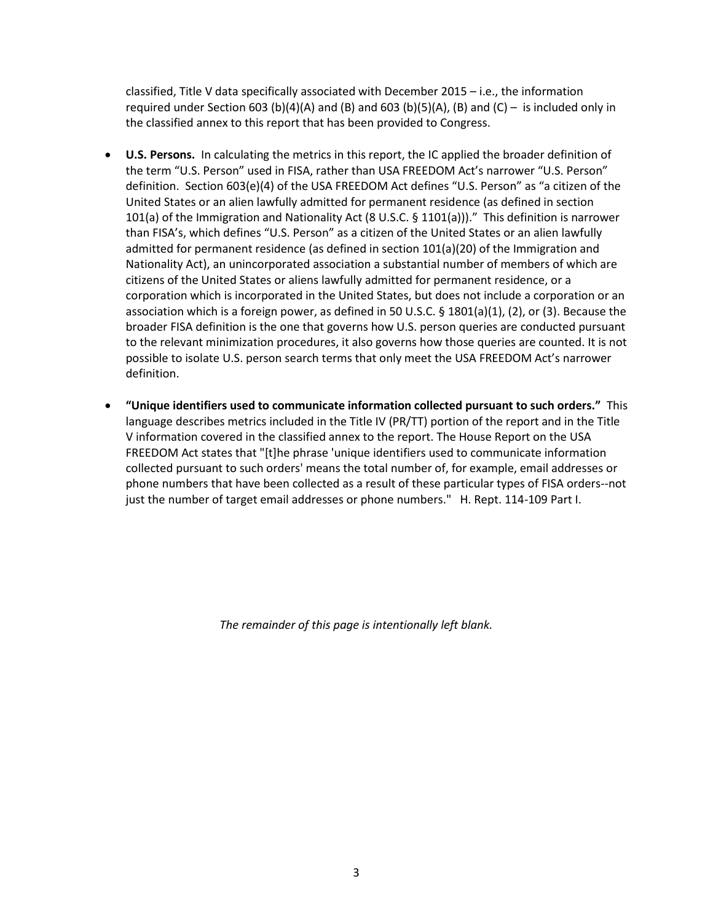classified, Title V data specifically associated with December 2015 – i.e., the information required under Section 603 (b)(4)(A) and (B) and 603 (b)(5)(A), (B) and (C) – is included only in the classified annex to this report that has been provided to Congress.

- **U.S. Persons.** In calculating the metrics in this report, the IC applied the broader definition of the term "U.S. Person" used in FISA, rather than USA FREEDOM Act's narrower "U.S. Person" definition. Section 603(e)(4) of the USA FREEDOM Act defines "U.S. Person" as "a citizen of the United States or an alien lawfully admitted for permanent residence (as defined in section 101(a) of the Immigration and Nationality Act (8 U.S.C. § 1101(a)))." This definition is narrower than FISA's, which defines "U.S. Person" as a citizen of the United States or an alien lawfully admitted for permanent residence (as defined in section 101(a)(20) of the Immigration and Nationality Act), an unincorporated association a substantial number of members of which are citizens of the United States or aliens lawfully admitted for permanent residence, or a corporation which is incorporated in the United States, but does not include a corporation or an association which is a foreign power, as defined in 50 U.S.C. § 1801(a)(1), (2), or (3). Because the broader FISA definition is the one that governs how U.S. person queries are conducted pursuant to the relevant minimization procedures, it also governs how those queries are counted. It is not possible to isolate U.S. person search terms that only meet the USA FREEDOM Act's narrower definition.

- **"Unique identifiers used to communicate information collected pursuant to such orders."** This language describes metrics included in the Title IV (PR/TT) portion of the report and in the Title V information covered in the classified annex to the report. The House Report on the USA FREEDOM Act states that "[t]he phrase 'unique identifiers used to communicate information collected pursuant to such orders' means the total number of, for example, email addresses or phone numbers that have been collected as a result of these particular types of FISA orders--not just the number of target email addresses or phone numbers." H. Rept. 114-109 Part I.

*The remainder of this page is intentionally left blank.*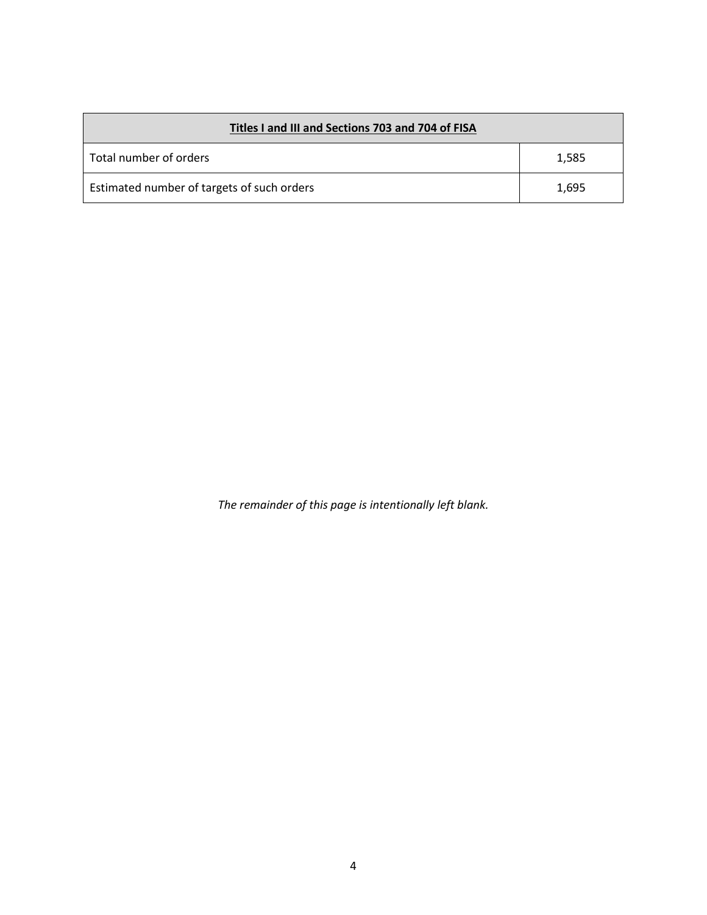| Titles I and III and Sections 703 and 704 of FISA | |
| --- | --- |
| Total number of orders | 1,585 |
| Estimated number of targets of such orders | 1,695 |

*The remainder of this page is intentionally left blank.*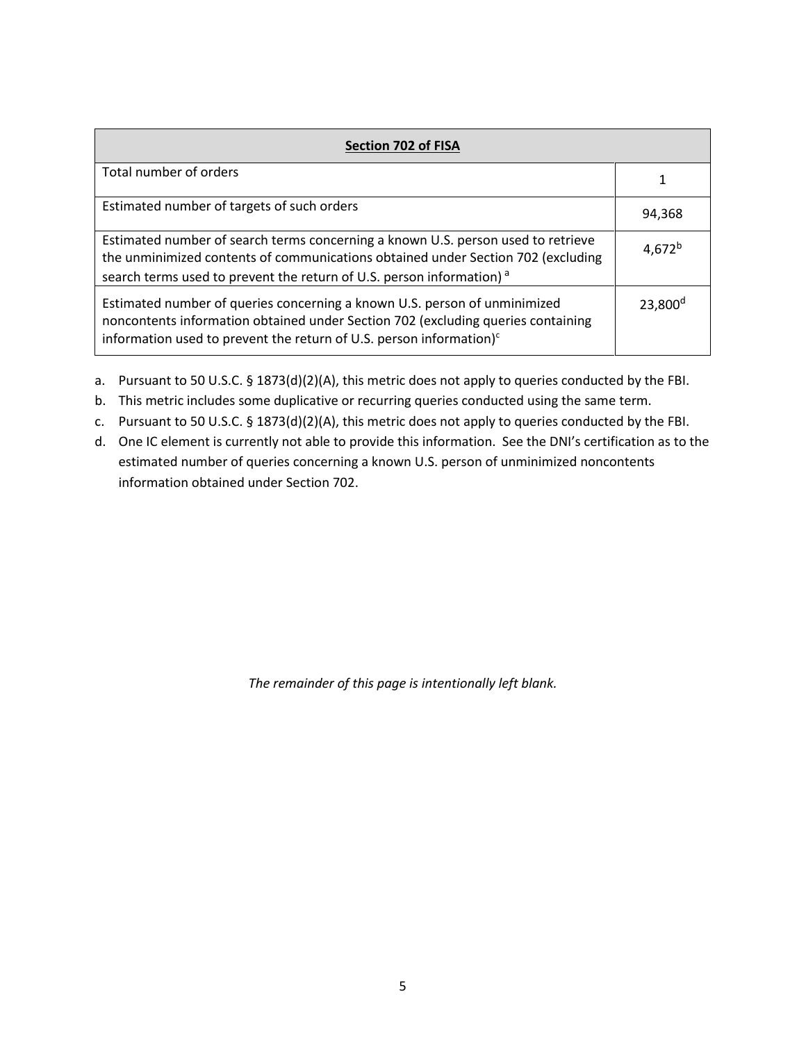| Section 702 of FISA | |
|---|---|
| Total number of orders | 1 |
| Estimated number of targets of such orders | 94,368 |
| Estimated number of search terms concerning a known U.S. person used to retrieve the unminimized contents of communications obtained under Section 702 (excluding search terms used to prevent the return of U.S. person information) [a] | 4,672[b] |
| Estimated number of queries concerning a known U.S. person of unminimized noncontents information obtained under Section 702 (excluding queries containing information used to prevent the return of U.S. person information)[c] | 23,800[d] |

a. Pursuant to 50 U.S.C. § 1873(d)(2)(A), this metric does not apply to queries conducted by the FBI.

b. This metric includes some duplicative or recurring queries conducted using the same term.

c. Pursuant to 50 U.S.C. § 1873(d)(2)(A), this metric does not apply to queries conducted by the FBI.

d. One IC element is currently not able to provide this information. See the DNI's certification as to the estimated number of queries concerning a known U.S. person of unminimized noncontents information obtained under Section 702.

*The remainder of this page is intentionally left blank.*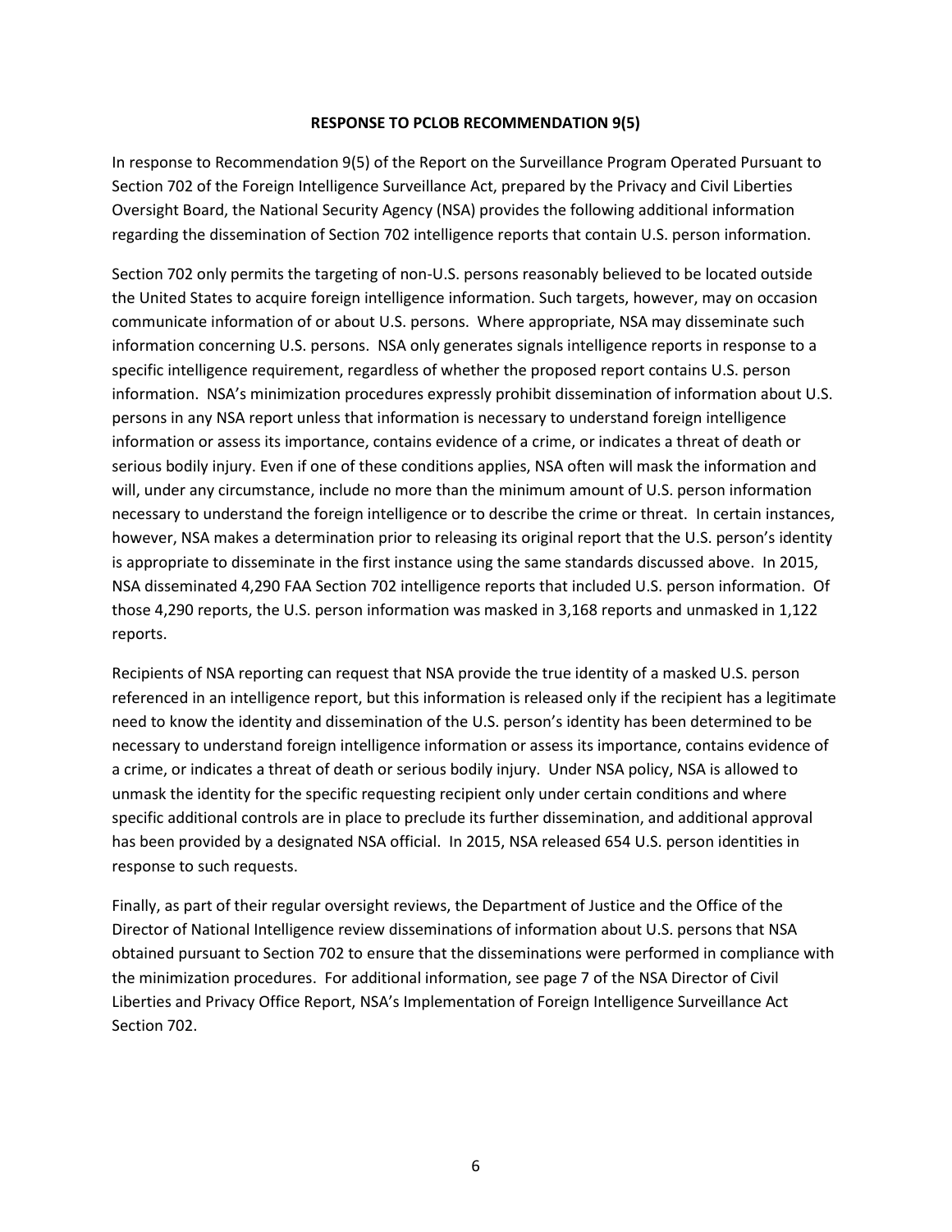## RESPONSE TO PCLOB RECOMMENDATION 9(5)

In response to Recommendation 9(5) of the Report on the Surveillance Program Operated Pursuant to Section 702 of the Foreign Intelligence Surveillance Act, prepared by the Privacy and Civil Liberties Oversight Board, the National Security Agency (NSA) provides the following additional information regarding the dissemination of Section 702 intelligence reports that contain U.S. person information.

Section 702 only permits the targeting of non-U.S. persons reasonably believed to be located outside the United States to acquire foreign intelligence information. Such targets, however, may on occasion communicate information of or about U.S. persons. Where appropriate, NSA may disseminate such information concerning U.S. persons. NSA only generates signals intelligence reports in response to a specific intelligence requirement, regardless of whether the proposed report contains U.S. person information. NSA's minimization procedures expressly prohibit dissemination of information about U.S. persons in any NSA report unless that information is necessary to understand foreign intelligence information or assess its importance, contains evidence of a crime, or indicates a threat of death or serious bodily injury. Even if one of these conditions applies, NSA often will mask the information and will, under any circumstance, include no more than the minimum amount of U.S. person information necessary to understand the foreign intelligence or to describe the crime or threat. In certain instances, however, NSA makes a determination prior to releasing its original report that the U.S. person's identity is appropriate to disseminate in the first instance using the same standards discussed above. In 2015, NSA disseminated 4,290 FAA Section 702 intelligence reports that included U.S. person information. Of those 4,290 reports, the U.S. person information was masked in 3,168 reports and unmasked in 1,122 reports.

Recipients of NSA reporting can request that NSA provide the true identity of a masked U.S. person referenced in an intelligence report, but this information is released only if the recipient has a legitimate need to know the identity and dissemination of the U.S. person's identity has been determined to be necessary to understand foreign intelligence information or assess its importance, contains evidence of a crime, or indicates a threat of death or serious bodily injury. Under NSA policy, NSA is allowed to unmask the identity for the specific requesting recipient only under certain conditions and where specific additional controls are in place to preclude its further dissemination, and additional approval has been provided by a designated NSA official. In 2015, NSA released 654 U.S. person identities in response to such requests.

Finally, as part of their regular oversight reviews, the Department of Justice and the Office of the Director of National Intelligence review disseminations of information about U.S. persons that NSA obtained pursuant to Section 702 to ensure that the disseminations were performed in compliance with the minimization procedures. For additional information, see page 7 of the NSA Director of Civil Liberties and Privacy Office Report, NSA's Implementation of Foreign Intelligence Surveillance Act Section 702.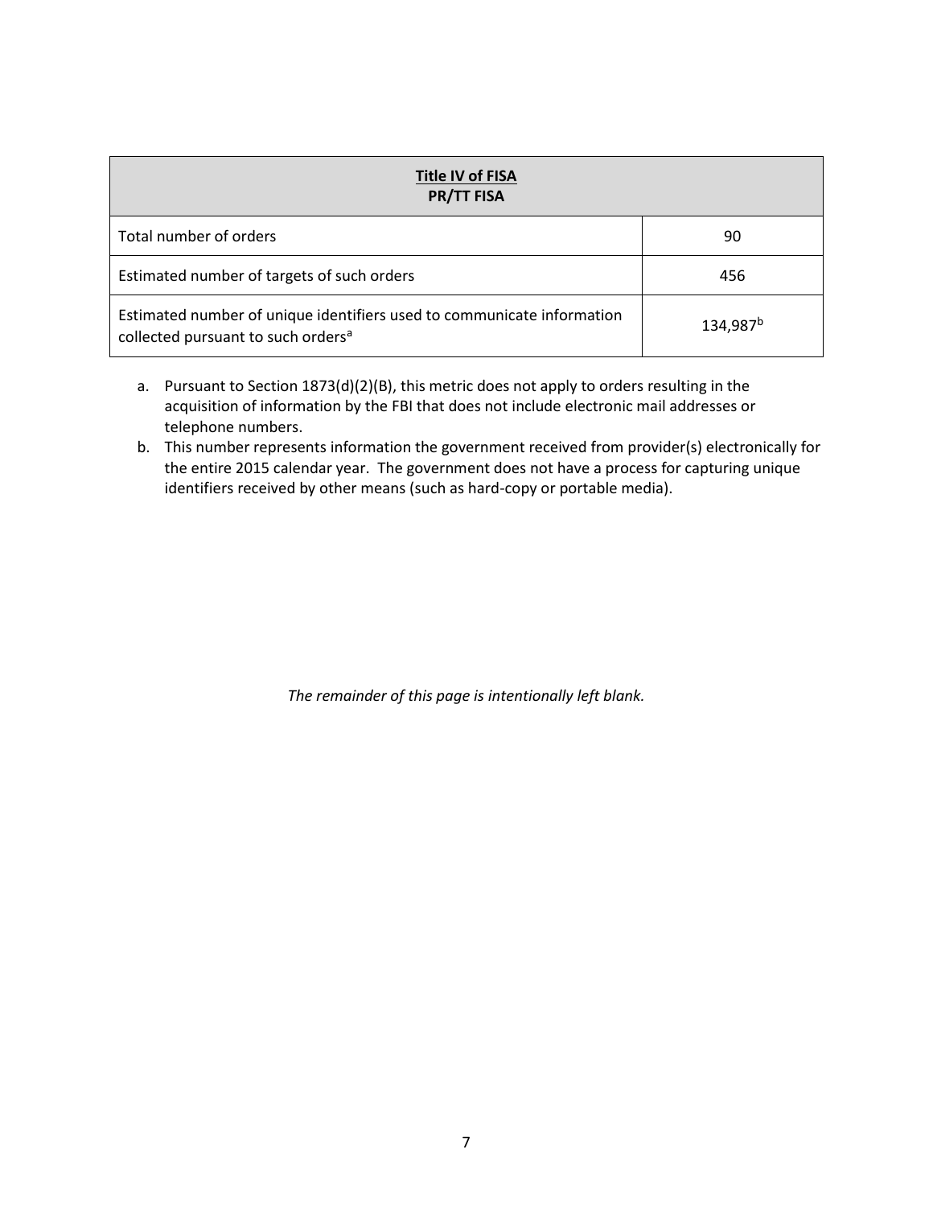| **Title IV of FISA** **PR/TT FISA** | |
|---|---|
| Total number of orders | 90 |
| Estimated number of targets of such orders | 456 |
| Estimated number of unique identifiers used to communicate information collected pursuant to such orders[a] | 134,987[b] |

a. Pursuant to Section 1873(d)(2)(B), this metric does not apply to orders resulting in the acquisition of information by the FBI that does not include electronic mail addresses or telephone numbers.

b. This number represents information the government received from provider(s) electronically for the entire 2015 calendar year. The government does not have a process for capturing unique identifiers received by other means (such as hard-copy or portable media).

*The remainder of this page is intentionally left blank.*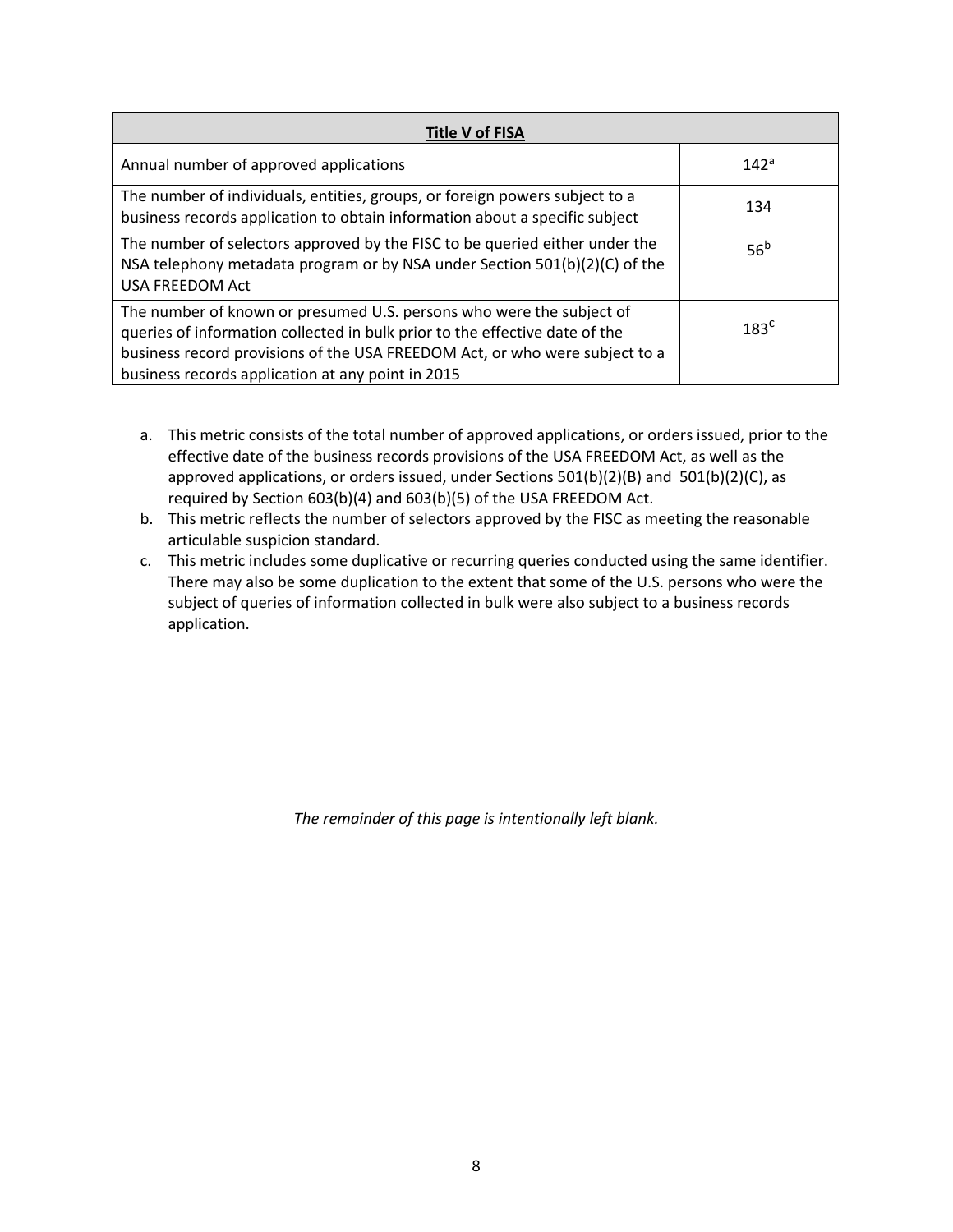| Title V of FISA | |
|---|---|
| Annual number of approved applications | 142[a] |
| The number of individuals, entities, groups, or foreign powers subject to a business records application to obtain information about a specific subject | 134 |
| The number of selectors approved by the FISC to be queried either under the NSA telephony metadata program or by NSA under Section 501(b)(2)(C) of the USA FREEDOM Act | 56[b] |
| The number of known or presumed U.S. persons who were the subject of queries of information collected in bulk prior to the effective date of the business record provisions of the USA FREEDOM Act, or who were subject to a business records application at any point in 2015 | 183[c] |

a. This metric consists of the total number of approved applications, or orders issued, prior to the effective date of the business records provisions of the USA FREEDOM Act, as well as the approved applications, or orders issued, under Sections 501(b)(2)(B) and 501(b)(2)(C), as required by Section 603(b)(4) and 603(b)(5) of the USA FREEDOM Act.

b. This metric reflects the number of selectors approved by the FISC as meeting the reasonable articulable suspicion standard.

c. This metric includes some duplicative or recurring queries conducted using the same identifier. There may also be some duplication to the extent that some of the U.S. persons who were the subject of queries of information collected in bulk were also subject to a business records application.

*The remainder of this page is intentionally left blank.*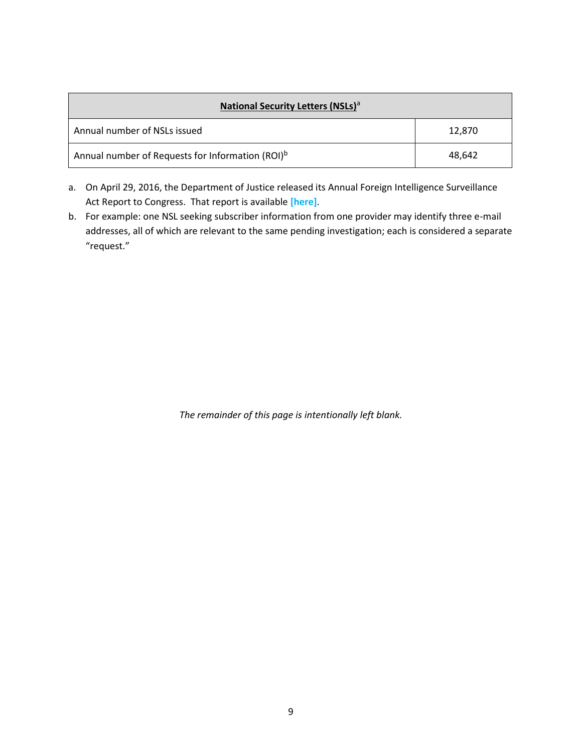| National Security Letters (NSLs)[a] | |
|---|---|
| Annual number of NSLs issued | 12,870 |
| Annual number of Requests for Information (ROI)[b] | 48,642 |

a. On April 29, 2016, the Department of Justice released its Annual Foreign Intelligence Surveillance Act Report to Congress. That report is available **[here]**.

b. For example: one NSL seeking subscriber information from one provider may identify three e-mail addresses, all of which are relevant to the same pending investigation; each is considered a separate "request."

*The remainder of this page is intentionally left blank.*